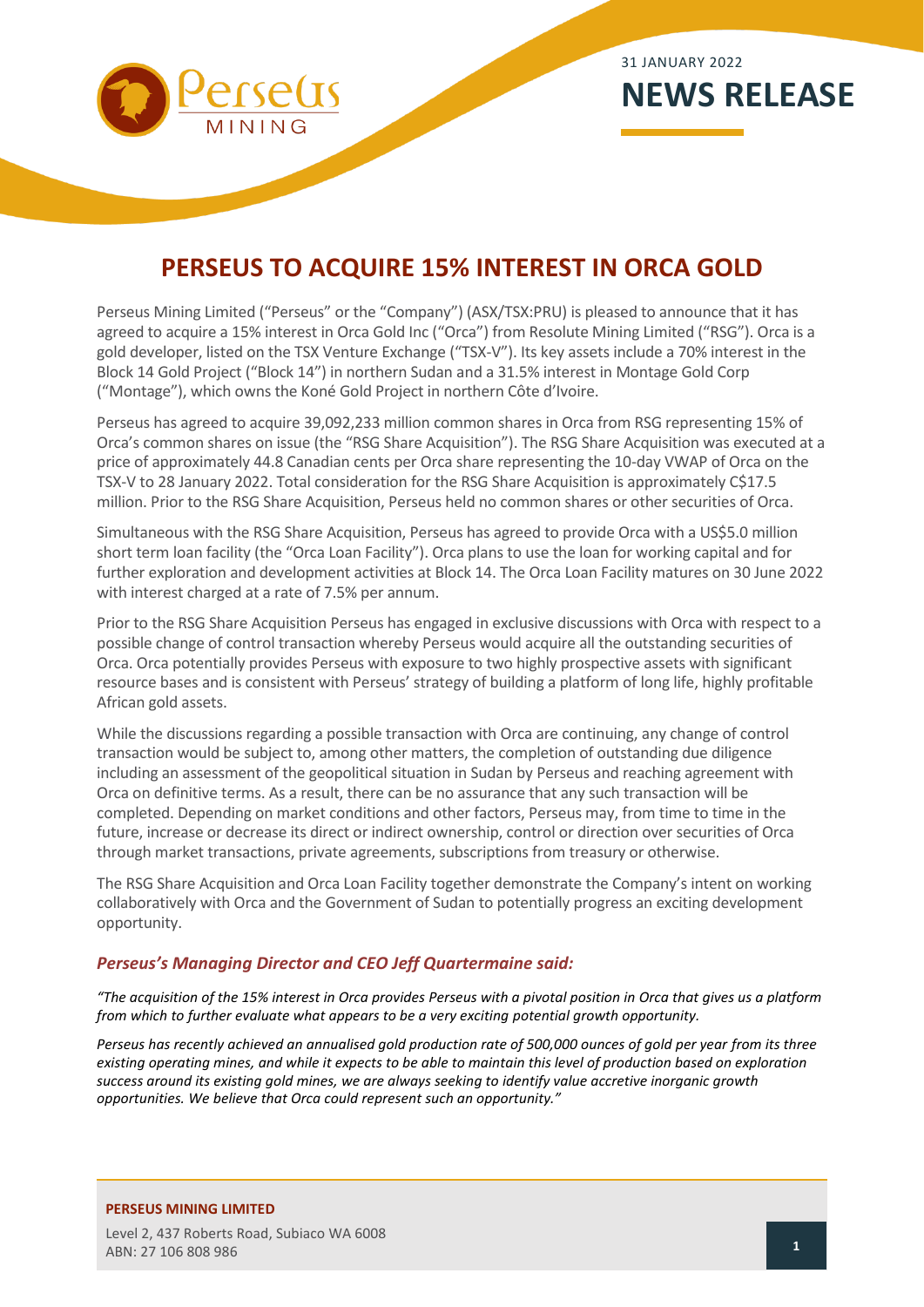31 JANUARY 2022

# NEWS RELEASE

# PERSEUS TO ACQUIRE 15% INTEREST IN ORCA GOLD

Perseus Mining Limited ("Perseus" or the "Company") (ASX/TSX:PRU) is pleased to announce that it has agreed to acquire a 15% interest in Orca Gold Inc ("Orca") from Resolute Mining Limited ("RSG"). Orca is a gold developer, listed on the TSX Venture Exchange ("TSX-V"). Its key assets include a 70% interest in the Block 14 Gold Project ("Block 14") in northern Sudan and a 31.5% interest in Montage Gold Corp ("Montage"), which owns the Koné Gold Project in northern Côte d'Ivoire.

Perseus has agreed to acquire 39,092,233 million common shares in Orca from RSG representing 15% of Orca's common shares on issue (the "RSG Share Acquisition"). The RSG Share Acquisition was executed at a price of approximately 44.8 Canadian cents per Orca share representing the 10-day VWAP of Orca on the TSX-V to 28 January 2022. Total consideration for the RSG Share Acquisition is approximately C$17.5 million. Prior to the RSG Share Acquisition, Perseus held no common shares or other securities of Orca.

Simultaneous with the RSG Share Acquisition, Perseus has agreed to provide Orca with a US$5.0 million short term loan facility (the "Orca Loan Facility"). Orca plans to use the loan for working capital and for further exploration and development activities at Block 14. The Orca Loan Facility matures on 30 June 2022 with interest charged at a rate of 7.5% per annum.

Prior to the RSG Share Acquisition Perseus has engaged in exclusive discussions with Orca with respect to a possible change of control transaction whereby Perseus would acquire all the outstanding securities of Orca. Orca potentially provides Perseus with exposure to two highly prospective assets with significant resource bases and is consistent with Perseus' strategy of building a platform of long life, highly profitable African gold assets.

While the discussions regarding a possible transaction with Orca are continuing, any change of control transaction would be subject to, among other matters, the completion of outstanding due diligence including an assessment of the geopolitical situation in Sudan by Perseus and reaching agreement with Orca on definitive terms. As a result, there can be no assurance that any such transaction will be completed. Depending on market conditions and other factors, Perseus may, from time to time in the future, increase or decrease its direct or indirect ownership, control or direction over securities of Orca through market transactions, private agreements, subscriptions from treasury or otherwise.

The RSG Share Acquisition and Orca Loan Facility together demonstrate the Company's intent on working collaboratively with Orca and the Government of Sudan to potentially progress an exciting development opportunity.

### *Perseus's Managing Director and CEO Jeff Quartermaine said:*

*"The acquisition of the 15% interest in Orca provides Perseus with a pivotal position in Orca that gives us a platform from which to further evaluate what appears to be a very exciting potential growth opportunity.*

*Perseus has recently achieved an annualised gold production rate of 500,000 ounces of gold per year from its three existing operating mines, and while it expects to be able to maintain this level of production based on exploration success around its existing gold mines, we are always seeking to identify value accretive inorganic growth opportunities. We believe that Orca could represent such an opportunity."*

**PERSEUS MINING LIMITED**

Level 2, 437 Roberts Road, Subiaco WA 6008
ABN: 27 106 808 986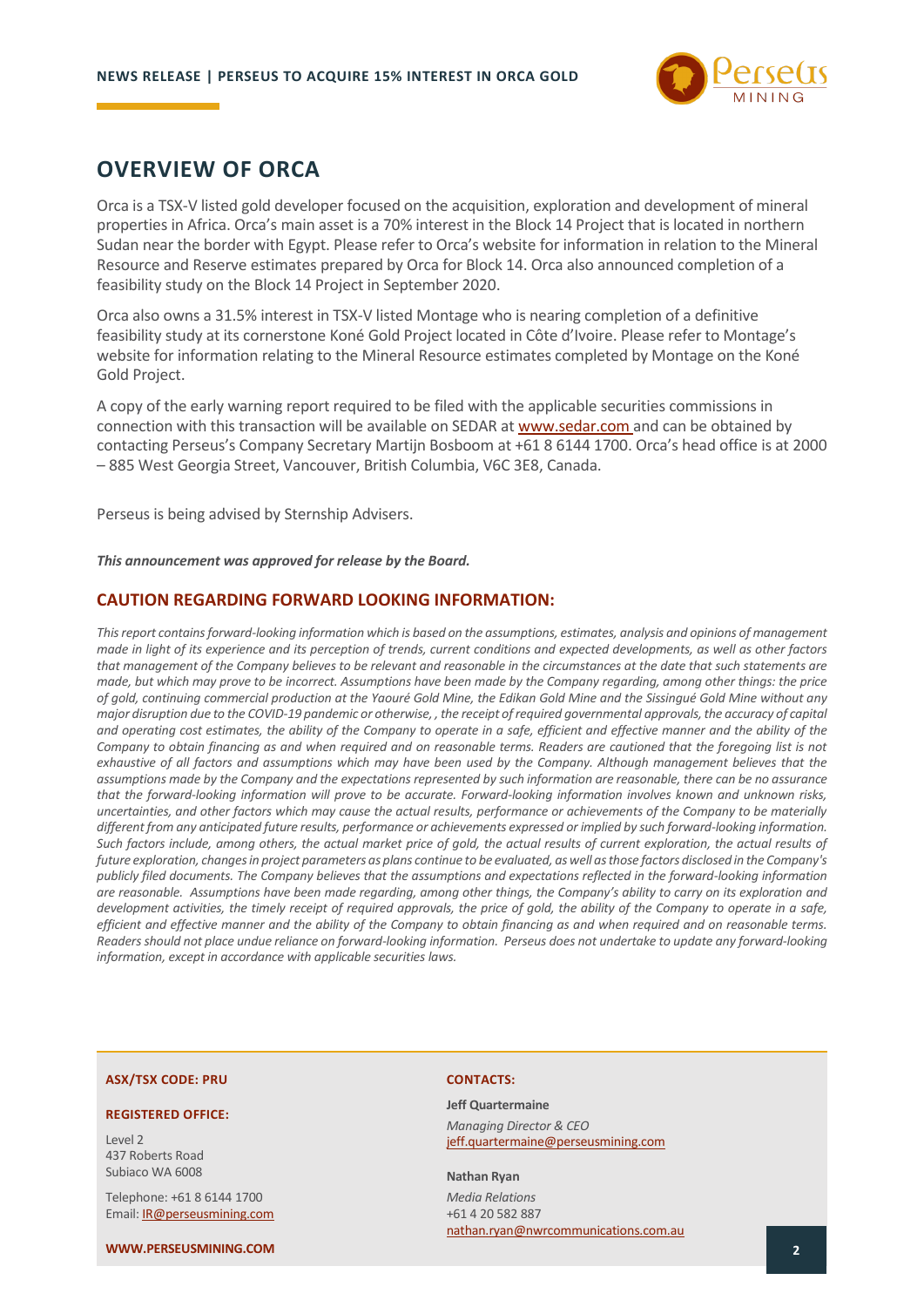## OVERVIEW OF ORCA

Orca is a TSX-V listed gold developer focused on the acquisition, exploration and development of mineral properties in Africa. Orca's main asset is a 70% interest in the Block 14 Project that is located in northern Sudan near the border with Egypt. Please refer to Orca's website for information in relation to the Mineral Resource and Reserve estimates prepared by Orca for Block 14. Orca also announced completion of a feasibility study on the Block 14 Project in September 2020.

Orca also owns a 31.5% interest in TSX-V listed Montage who is nearing completion of a definitive feasibility study at its cornerstone Koné Gold Project located in Côte d'Ivoire. Please refer to Montage's website for information relating to the Mineral Resource estimates completed by Montage on the Koné Gold Project.

A copy of the early warning report required to be filed with the applicable securities commissions in connection with this transaction will be available on SEDAR at www.sedar.com and can be obtained by contacting Perseus's Company Secretary Martijn Bosboom at +61 8 6144 1700. Orca's head office is at 2000 – 885 West Georgia Street, Vancouver, British Columbia, V6C 3E8, Canada.

Perseus is being advised by Sternship Advisers.

***This announcement was approved for release by the Board.***

### CAUTION REGARDING FORWARD LOOKING INFORMATION:

*This report contains forward-looking information which is based on the assumptions, estimates, analysis and opinions of management made in light of its experience and its perception of trends, current conditions and expected developments, as well as other factors that management of the Company believes to be relevant and reasonable in the circumstances at the date that such statements are made, but which may prove to be incorrect. Assumptions have been made by the Company regarding, among other things: the price of gold, continuing commercial production at the Yaouré Gold Mine, the Edikan Gold Mine and the Sissingué Gold Mine without any major disruption due to the COVID-19 pandemic or otherwise, , the receipt of required governmental approvals, the accuracy of capital and operating cost estimates, the ability of the Company to operate in a safe, efficient and effective manner and the ability of the Company to obtain financing as and when required and on reasonable terms. Readers are cautioned that the foregoing list is not exhaustive of all factors and assumptions which may have been used by the Company. Although management believes that the assumptions made by the Company and the expectations represented by such information are reasonable, there can be no assurance that the forward-looking information will prove to be accurate. Forward-looking information involves known and unknown risks, uncertainties, and other factors which may cause the actual results, performance or achievements of the Company to be materially different from any anticipated future results, performance or achievements expressed or implied by such forward-looking information. Such factors include, among others, the actual market price of gold, the actual results of current exploration, the actual results of future exploration, changes in project parameters as plans continue to be evaluated, as well as those factors disclosed in the Company's publicly filed documents. The Company believes that the assumptions and expectations reflected in the forward-looking information are reasonable. Assumptions have been made regarding, among other things, the Company's ability to carry on its exploration and development activities, the timely receipt of required approvals, the price of gold, the ability of the Company to operate in a safe, efficient and effective manner and the ability of the Company to obtain financing as and when required and on reasonable terms. Readers should not place undue reliance on forward-looking information. Perseus does not undertake to update any forward-looking information, except in accordance with applicable securities laws.*

**ASX/TSX CODE: PRU**

**REGISTERED OFFICE:**

Level 2
437 Roberts Road
Subiaco WA 6008

Telephone: +61 8 6144 1700
Email: IR@perseusmining.com

**WWW.PERSEUSMINING.COM**

**CONTACTS:**

**Jeff Quartermaine**
*Managing Director & CEO*
jeff.quartermaine@perseusmining.com

**Nathan Ryan**
*Media Relations*
+61 4 20 582 887
nathan.ryan@nwrcommunications.com.au